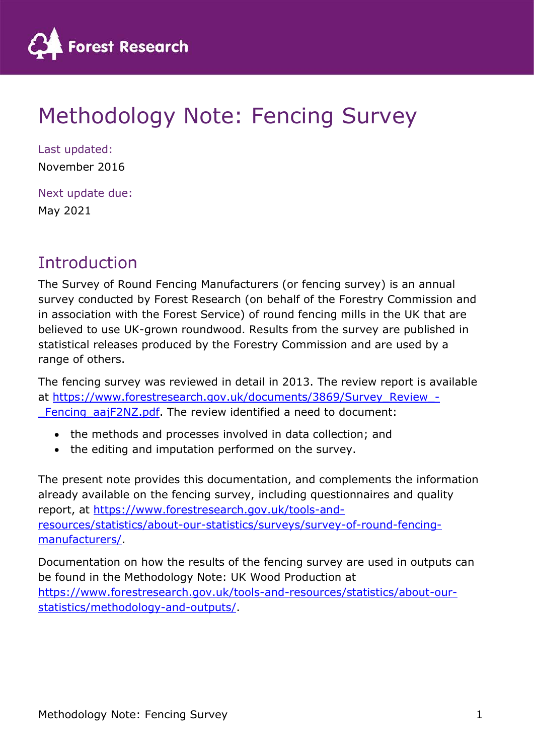# Methodology Note: Fencing Survey

Last updated:

November 2016

Next update due:

May 2021

## Introduction

The Survey of Round Fencing Manufacturers (or fencing survey) is an annual survey conducted by Forest Research (on behalf of the Forestry Commission and in association with the Forest Service) of round fencing mills in the UK that are believed to use UK-grown roundwood. Results from the survey are published in statistical releases produced by the Forestry Commission and are used by a range of others.

The fencing survey was reviewed in detail in 2013. The review report is available at https://www.forestresearch.gov.uk/documents/3869/Survey_Review_-_Fencing_aajF2NZ.pdf. The review identified a need to document:

- the methods and processes involved in data collection; and
- the editing and imputation performed on the survey.

The present note provides this documentation, and complements the information already available on the fencing survey, including questionnaires and quality report, at https://www.forestresearch.gov.uk/tools-and-resources/statistics/about-our-statistics/surveys/survey-of-round-fencing-manufacturers/.

Documentation on how the results of the fencing survey are used in outputs can be found in the Methodology Note: UK Wood Production at https://www.forestresearch.gov.uk/tools-and-resources/statistics/about-our-statistics/methodology-and-outputs/.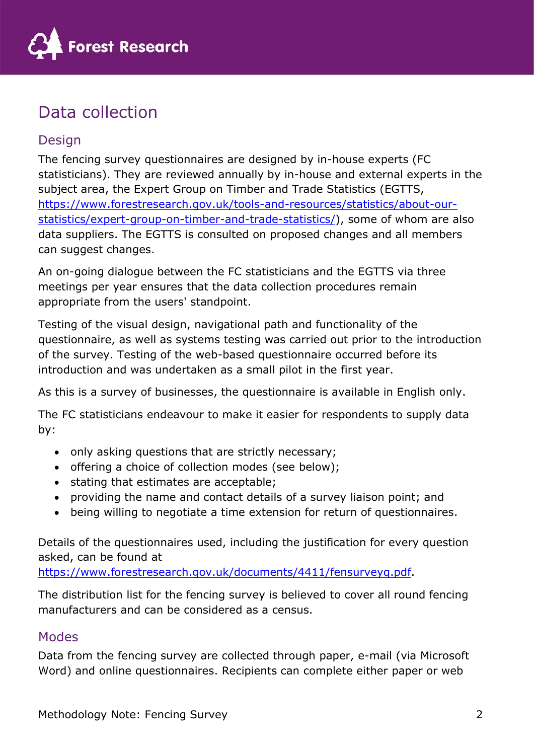## Data collection

### Design

The fencing survey questionnaires are designed by in-house experts (FC statisticians). They are reviewed annually by in-house and external experts in the subject area, the Expert Group on Timber and Trade Statistics (EGTTS, https://www.forestresearch.gov.uk/tools-and-resources/statistics/about-our-statistics/expert-group-on-timber-and-trade-statistics/), some of whom are also data suppliers. The EGTTS is consulted on proposed changes and all members can suggest changes.

An on-going dialogue between the FC statisticians and the EGTTS via three meetings per year ensures that the data collection procedures remain appropriate from the users' standpoint.

Testing of the visual design, navigational path and functionality of the questionnaire, as well as systems testing was carried out prior to the introduction of the survey. Testing of the web-based questionnaire occurred before its introduction and was undertaken as a small pilot in the first year.

As this is a survey of businesses, the questionnaire is available in English only.

The FC statisticians endeavour to make it easier for respondents to supply data by:

- only asking questions that are strictly necessary;
- offering a choice of collection modes (see below);
- stating that estimates are acceptable;
- providing the name and contact details of a survey liaison point; and
- being willing to negotiate a time extension for return of questionnaires.

Details of the questionnaires used, including the justification for every question asked, can be found at https://www.forestresearch.gov.uk/documents/4411/fensurveyq.pdf.

The distribution list for the fencing survey is believed to cover all round fencing manufacturers and can be considered as a census.

### Modes

Data from the fencing survey are collected through paper, e-mail (via Microsoft Word) and online questionnaires. Recipients can complete either paper or web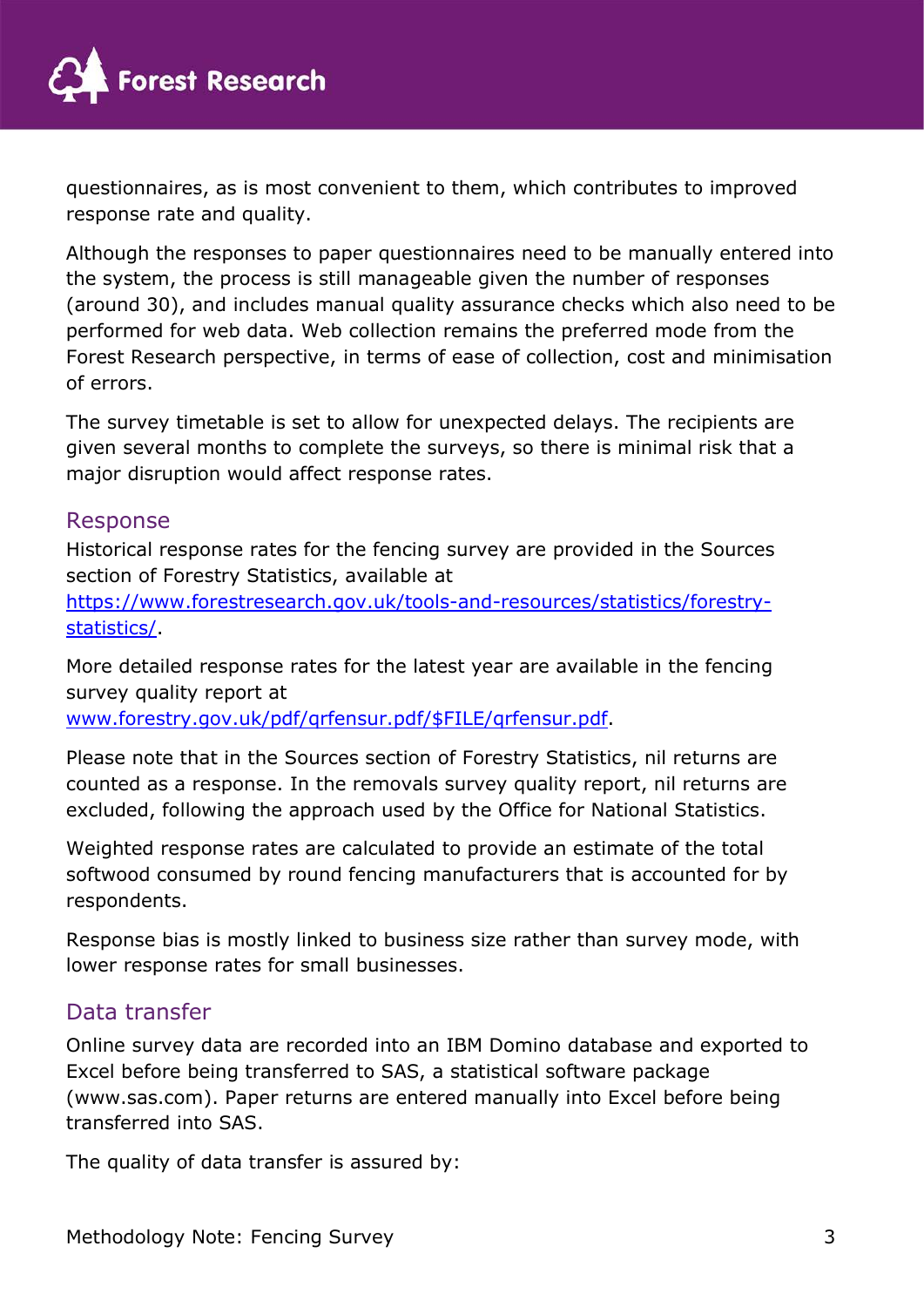questionnaires, as is most convenient to them, which contributes to improved response rate and quality.

Although the responses to paper questionnaires need to be manually entered into the system, the process is still manageable given the number of responses (around 30), and includes manual quality assurance checks which also need to be performed for web data. Web collection remains the preferred mode from the Forest Research perspective, in terms of ease of collection, cost and minimisation of errors.

The survey timetable is set to allow for unexpected delays. The recipients are given several months to complete the surveys, so there is minimal risk that a major disruption would affect response rates.

## Response

Historical response rates for the fencing survey are provided in the Sources section of Forestry Statistics, available at [https://www.forestresearch.gov.uk/tools-and-resources/statistics/forestry-statistics/](https://www.forestresearch.gov.uk/tools-and-resources/statistics/forestry-statistics/).

More detailed response rates for the latest year are available in the fencing survey quality report at [www.forestry.gov.uk/pdf/qrfensur.pdf/$FILE/qrfensur.pdf](www.forestry.gov.uk/pdf/qrfensur.pdf/$FILE/qrfensur.pdf).

Please note that in the Sources section of Forestry Statistics, nil returns are counted as a response. In the removals survey quality report, nil returns are excluded, following the approach used by the Office for National Statistics.

Weighted response rates are calculated to provide an estimate of the total softwood consumed by round fencing manufacturers that is accounted for by respondents.

Response bias is mostly linked to business size rather than survey mode, with lower response rates for small businesses.

## Data transfer

Online survey data are recorded into an IBM Domino database and exported to Excel before being transferred to SAS, a statistical software package (www.sas.com). Paper returns are entered manually into Excel before being transferred into SAS.

The quality of data transfer is assured by: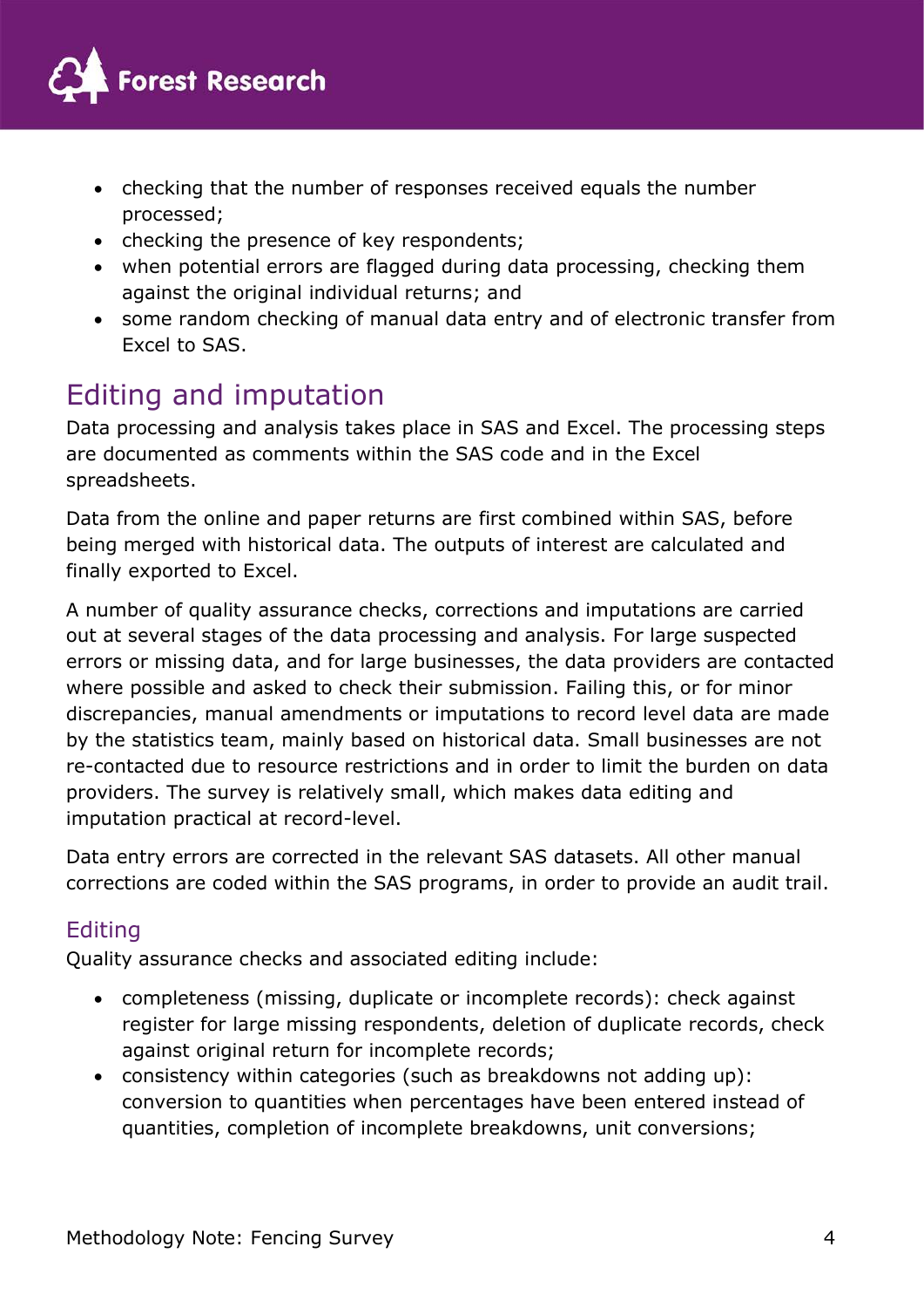- checking that the number of responses received equals the number processed;
- checking the presence of key respondents;
- when potential errors are flagged during data processing, checking them against the original individual returns; and
- some random checking of manual data entry and of electronic transfer from Excel to SAS.

## Editing and imputation

Data processing and analysis takes place in SAS and Excel. The processing steps are documented as comments within the SAS code and in the Excel spreadsheets.

Data from the online and paper returns are first combined within SAS, before being merged with historical data. The outputs of interest are calculated and finally exported to Excel.

A number of quality assurance checks, corrections and imputations are carried out at several stages of the data processing and analysis. For large suspected errors or missing data, and for large businesses, the data providers are contacted where possible and asked to check their submission. Failing this, or for minor discrepancies, manual amendments or imputations to record level data are made by the statistics team, mainly based on historical data. Small businesses are not re-contacted due to resource restrictions and in order to limit the burden on data providers. The survey is relatively small, which makes data editing and imputation practical at record-level.

Data entry errors are corrected in the relevant SAS datasets. All other manual corrections are coded within the SAS programs, in order to provide an audit trail.

### Editing

Quality assurance checks and associated editing include:

- completeness (missing, duplicate or incomplete records): check against register for large missing respondents, deletion of duplicate records, check against original return for incomplete records;
- consistency within categories (such as breakdowns not adding up): conversion to quantities when percentages have been entered instead of quantities, completion of incomplete breakdowns, unit conversions;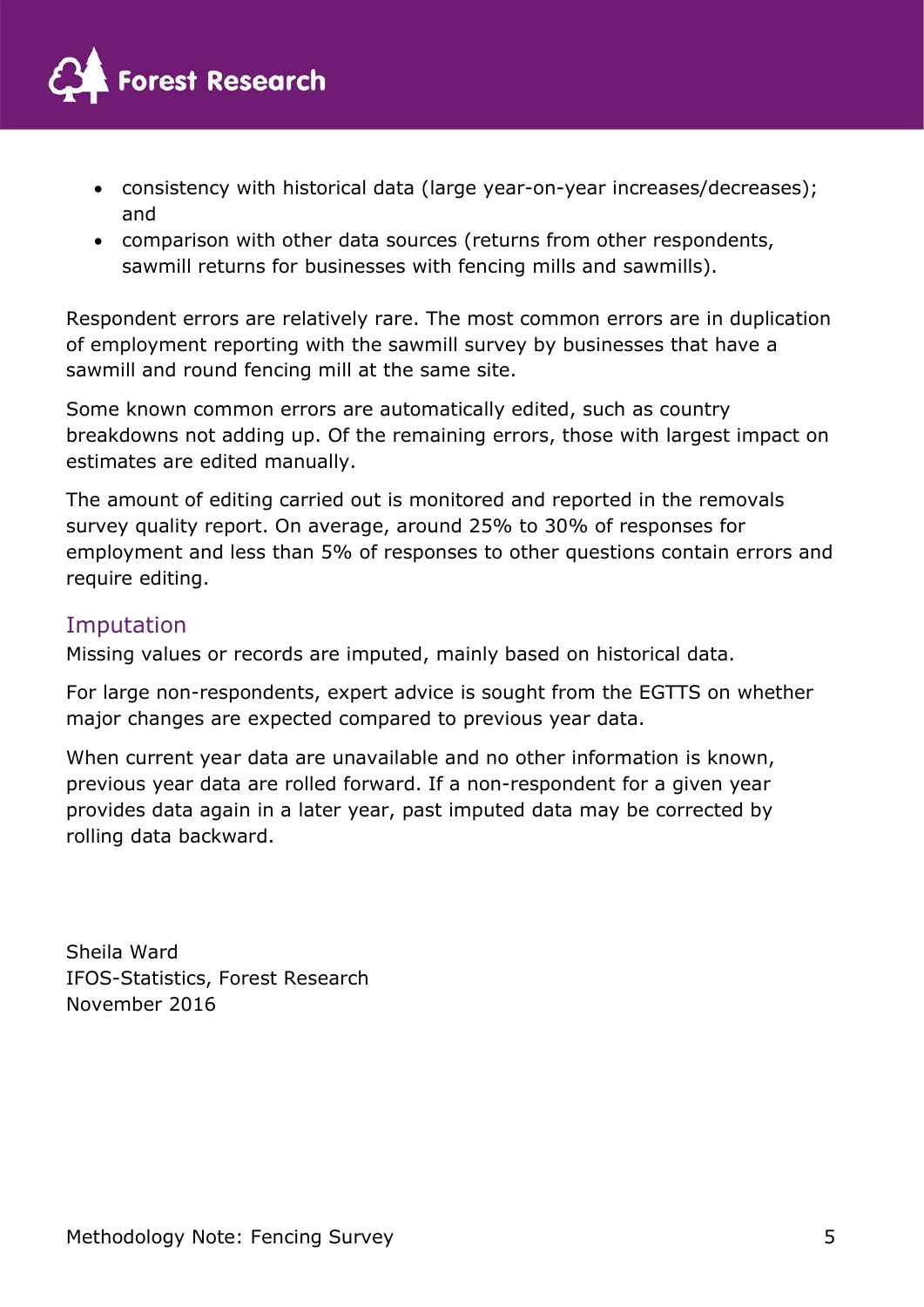- consistency with historical data (large year-on-year increases/decreases); and
- comparison with other data sources (returns from other respondents, sawmill returns for businesses with fencing mills and sawmills).

Respondent errors are relatively rare. The most common errors are in duplication of employment reporting with the sawmill survey by businesses that have a sawmill and round fencing mill at the same site.

Some known common errors are automatically edited, such as country breakdowns not adding up. Of the remaining errors, those with largest impact on estimates are edited manually.

The amount of editing carried out is monitored and reported in the removals survey quality report. On average, around 25% to 30% of responses for employment and less than 5% of responses to other questions contain errors and require editing.

## Imputation

Missing values or records are imputed, mainly based on historical data.

For large non-respondents, expert advice is sought from the EGTTS on whether major changes are expected compared to previous year data.

When current year data are unavailable and no other information is known, previous year data are rolled forward. If a non-respondent for a given year provides data again in a later year, past imputed data may be corrected by rolling data backward.

Sheila Ward
IFOS-Statistics, Forest Research
November 2016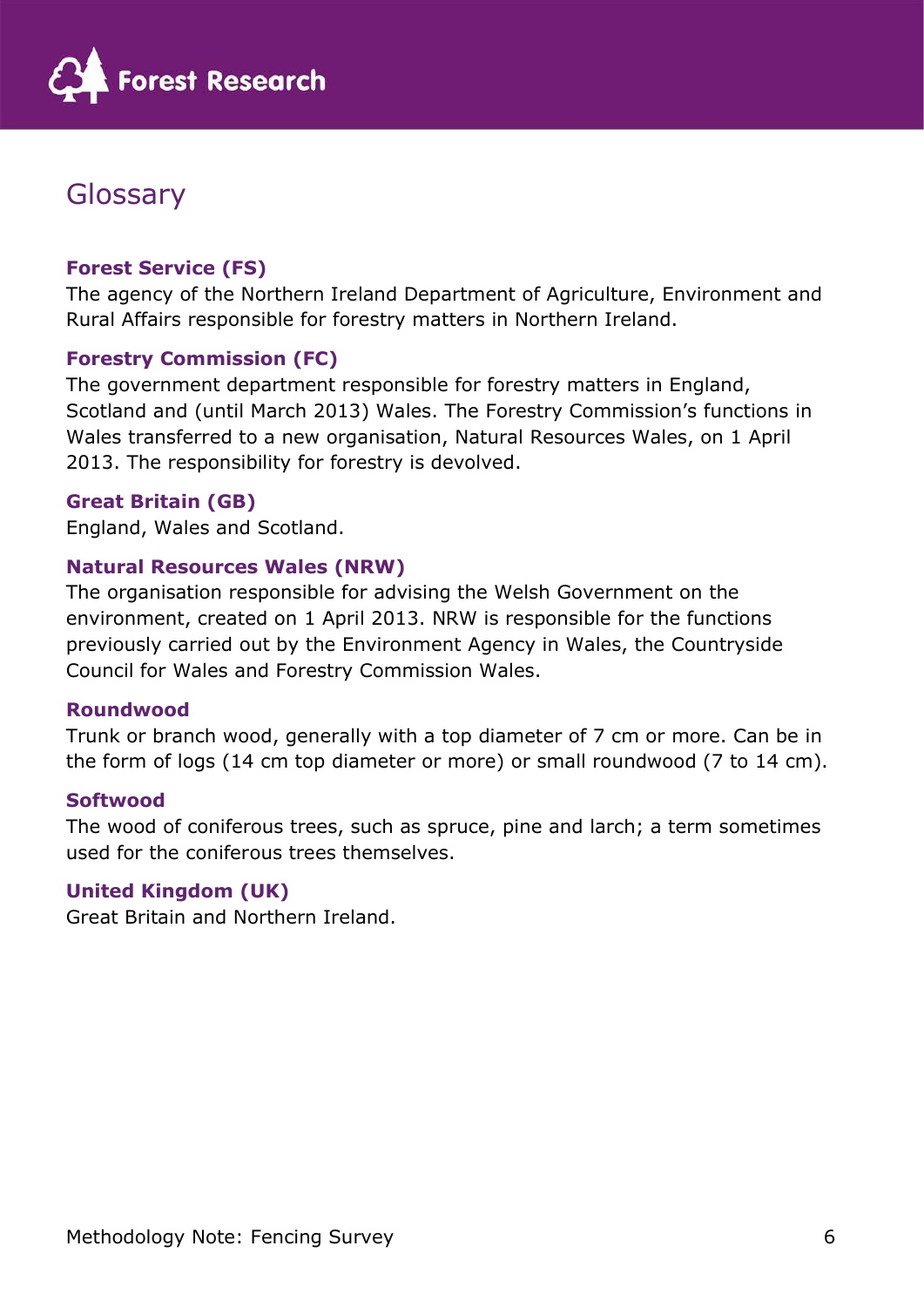# Glossary

**Forest Service (FS)**
The agency of the Northern Ireland Department of Agriculture, Environment and Rural Affairs responsible for forestry matters in Northern Ireland.

**Forestry Commission (FC)**
The government department responsible for forestry matters in England, Scotland and (until March 2013) Wales. The Forestry Commission's functions in Wales transferred to a new organisation, Natural Resources Wales, on 1 April 2013. The responsibility for forestry is devolved.

**Great Britain (GB)**
England, Wales and Scotland.

**Natural Resources Wales (NRW)**
The organisation responsible for advising the Welsh Government on the environment, created on 1 April 2013. NRW is responsible for the functions previously carried out by the Environment Agency in Wales, the Countryside Council for Wales and Forestry Commission Wales.

**Roundwood**
Trunk or branch wood, generally with a top diameter of 7 cm or more. Can be in the form of logs (14 cm top diameter or more) or small roundwood (7 to 14 cm).

**Softwood**
The wood of coniferous trees, such as spruce, pine and larch; a term sometimes used for the coniferous trees themselves.

**United Kingdom (UK)**
Great Britain and Northern Ireland.